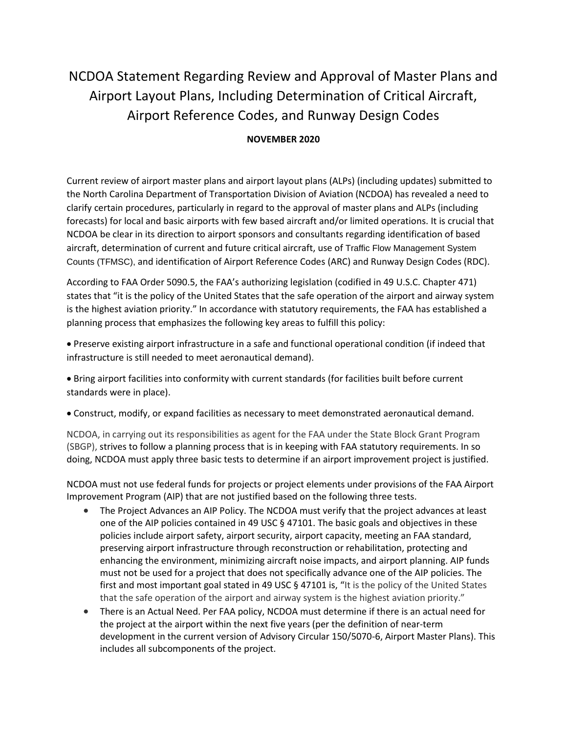# NCDOA Statement Regarding Review and Approval of Master Plans and Airport Layout Plans, Including Determination of Critical Aircraft, Airport Reference Codes, and Runway Design Codes

**NOVEMBER 2020**

Current review of airport master plans and airport layout plans (ALPs) (including updates) submitted to the North Carolina Department of Transportation Division of Aviation (NCDOA) has revealed a need to clarify certain procedures, particularly in regard to the approval of master plans and ALPs (including forecasts) for local and basic airports with few based aircraft and/or limited operations. It is crucial that NCDOA be clear in its direction to airport sponsors and consultants regarding identification of based aircraft, determination of current and future critical aircraft, use of Traffic Flow Management System Counts (TFMSC), and identification of Airport Reference Codes (ARC) and Runway Design Codes (RDC).

According to FAA Order 5090.5, the FAA's authorizing legislation (codified in 49 U.S.C. Chapter 471) states that "it is the policy of the United States that the safe operation of the airport and airway system is the highest aviation priority." In accordance with statutory requirements, the FAA has established a planning process that emphasizes the following key areas to fulfill this policy:

- Preserve existing airport infrastructure in a safe and functional operational condition (if indeed that infrastructure is still needed to meet aeronautical demand).
- Bring airport facilities into conformity with current standards (for facilities built before current standards were in place).
- Construct, modify, or expand facilities as necessary to meet demonstrated aeronautical demand.

NCDOA, in carrying out its responsibilities as agent for the FAA under the State Block Grant Program (SBGP), strives to follow a planning process that is in keeping with FAA statutory requirements. In so doing, NCDOA must apply three basic tests to determine if an airport improvement project is justified.

NCDOA must not use federal funds for projects or project elements under provisions of the FAA Airport Improvement Program (AIP) that are not justified based on the following three tests.

- The Project Advances an AIP Policy. The NCDOA must verify that the project advances at least one of the AIP policies contained in 49 USC § 47101. The basic goals and objectives in these policies include airport safety, airport security, airport capacity, meeting an FAA standard, preserving airport infrastructure through reconstruction or rehabilitation, protecting and enhancing the environment, minimizing aircraft noise impacts, and airport planning. AIP funds must not be used for a project that does not specifically advance one of the AIP policies. The first and most important goal stated in 49 USC § 47101 is, "It is the policy of the United States that the safe operation of the airport and airway system is the highest aviation priority."
- There is an Actual Need. Per FAA policy, NCDOA must determine if there is an actual need for the project at the airport within the next five years (per the definition of near-term development in the current version of Advisory Circular 150/5070-6, Airport Master Plans). This includes all subcomponents of the project.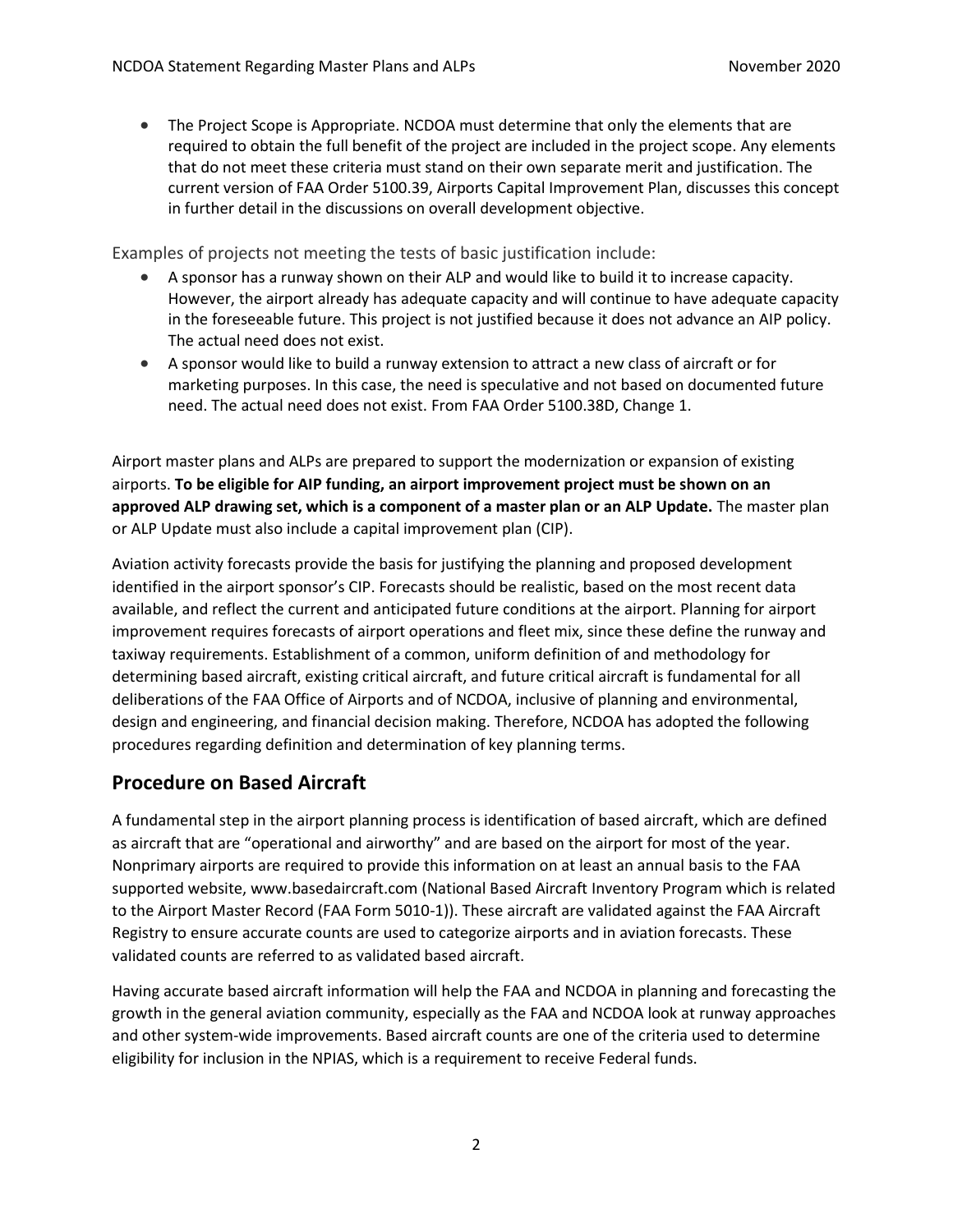- The Project Scope is Appropriate. NCDOA must determine that only the elements that are required to obtain the full benefit of the project are included in the project scope. Any elements that do not meet these criteria must stand on their own separate merit and justification. The current version of FAA Order 5100.39, Airports Capital Improvement Plan, discusses this concept in further detail in the discussions on overall development objective.

Examples of projects not meeting the tests of basic justification include:

- A sponsor has a runway shown on their ALP and would like to build it to increase capacity. However, the airport already has adequate capacity and will continue to have adequate capacity in the foreseeable future. This project is not justified because it does not advance an AIP policy. The actual need does not exist.
- A sponsor would like to build a runway extension to attract a new class of aircraft or for marketing purposes. In this case, the need is speculative and not based on documented future need. The actual need does not exist. From FAA Order 5100.38D, Change 1.

Airport master plans and ALPs are prepared to support the modernization or expansion of existing airports. **To be eligible for AIP funding, an airport improvement project must be shown on an approved ALP drawing set, which is a component of a master plan or an ALP Update.** The master plan or ALP Update must also include a capital improvement plan (CIP).

Aviation activity forecasts provide the basis for justifying the planning and proposed development identified in the airport sponsor's CIP. Forecasts should be realistic, based on the most recent data available, and reflect the current and anticipated future conditions at the airport. Planning for airport improvement requires forecasts of airport operations and fleet mix, since these define the runway and taxiway requirements. Establishment of a common, uniform definition of and methodology for determining based aircraft, existing critical aircraft, and future critical aircraft is fundamental for all deliberations of the FAA Office of Airports and of NCDOA, inclusive of planning and environmental, design and engineering, and financial decision making. Therefore, NCDOA has adopted the following procedures regarding definition and determination of key planning terms.

## Procedure on Based Aircraft

A fundamental step in the airport planning process is identification of based aircraft, which are defined as aircraft that are "operational and airworthy" and are based on the airport for most of the year. Nonprimary airports are required to provide this information on at least an annual basis to the FAA supported website, www.basedaircraft.com (National Based Aircraft Inventory Program which is related to the Airport Master Record (FAA Form 5010-1)). These aircraft are validated against the FAA Aircraft Registry to ensure accurate counts are used to categorize airports and in aviation forecasts. These validated counts are referred to as validated based aircraft.

Having accurate based aircraft information will help the FAA and NCDOA in planning and forecasting the growth in the general aviation community, especially as the FAA and NCDOA look at runway approaches and other system-wide improvements. Based aircraft counts are one of the criteria used to determine eligibility for inclusion in the NPIAS, which is a requirement to receive Federal funds.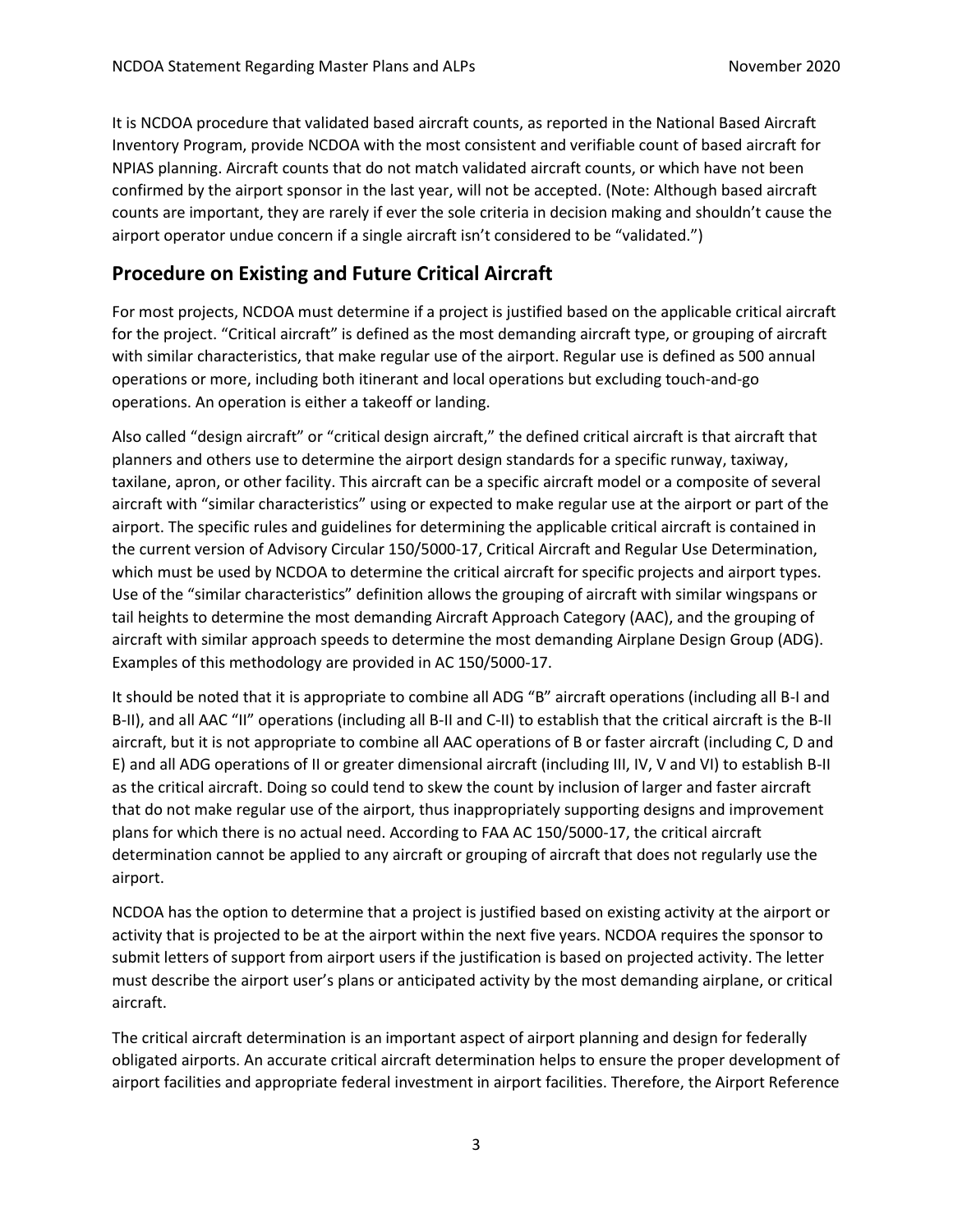It is NCDOA procedure that validated based aircraft counts, as reported in the National Based Aircraft Inventory Program, provide NCDOA with the most consistent and verifiable count of based aircraft for NPIAS planning. Aircraft counts that do not match validated aircraft counts, or which have not been confirmed by the airport sponsor in the last year, will not be accepted. (Note: Although based aircraft counts are important, they are rarely if ever the sole criteria in decision making and shouldn't cause the airport operator undue concern if a single aircraft isn't considered to be "validated.")

## Procedure on Existing and Future Critical Aircraft

For most projects, NCDOA must determine if a project is justified based on the applicable critical aircraft for the project. "Critical aircraft" is defined as the most demanding aircraft type, or grouping of aircraft with similar characteristics, that make regular use of the airport. Regular use is defined as 500 annual operations or more, including both itinerant and local operations but excluding touch-and-go operations. An operation is either a takeoff or landing.

Also called "design aircraft" or "critical design aircraft," the defined critical aircraft is that aircraft that planners and others use to determine the airport design standards for a specific runway, taxiway, taxilane, apron, or other facility. This aircraft can be a specific aircraft model or a composite of several aircraft with "similar characteristics" using or expected to make regular use at the airport or part of the airport. The specific rules and guidelines for determining the applicable critical aircraft is contained in the current version of Advisory Circular 150/5000-17, Critical Aircraft and Regular Use Determination, which must be used by NCDOA to determine the critical aircraft for specific projects and airport types. Use of the "similar characteristics" definition allows the grouping of aircraft with similar wingspans or tail heights to determine the most demanding Aircraft Approach Category (AAC), and the grouping of aircraft with similar approach speeds to determine the most demanding Airplane Design Group (ADG). Examples of this methodology are provided in AC 150/5000-17.

It should be noted that it is appropriate to combine all ADG "B" aircraft operations (including all B-I and B-II), and all AAC "II" operations (including all B-II and C-II) to establish that the critical aircraft is the B-II aircraft, but it is not appropriate to combine all AAC operations of B or faster aircraft (including C, D and E) and all ADG operations of II or greater dimensional aircraft (including III, IV, V and VI) to establish B-II as the critical aircraft. Doing so could tend to skew the count by inclusion of larger and faster aircraft that do not make regular use of the airport, thus inappropriately supporting designs and improvement plans for which there is no actual need. According to FAA AC 150/5000-17, the critical aircraft determination cannot be applied to any aircraft or grouping of aircraft that does not regularly use the airport.

NCDOA has the option to determine that a project is justified based on existing activity at the airport or activity that is projected to be at the airport within the next five years. NCDOA requires the sponsor to submit letters of support from airport users if the justification is based on projected activity. The letter must describe the airport user's plans or anticipated activity by the most demanding airplane, or critical aircraft.

The critical aircraft determination is an important aspect of airport planning and design for federally obligated airports. An accurate critical aircraft determination helps to ensure the proper development of airport facilities and appropriate federal investment in airport facilities. Therefore, the Airport Reference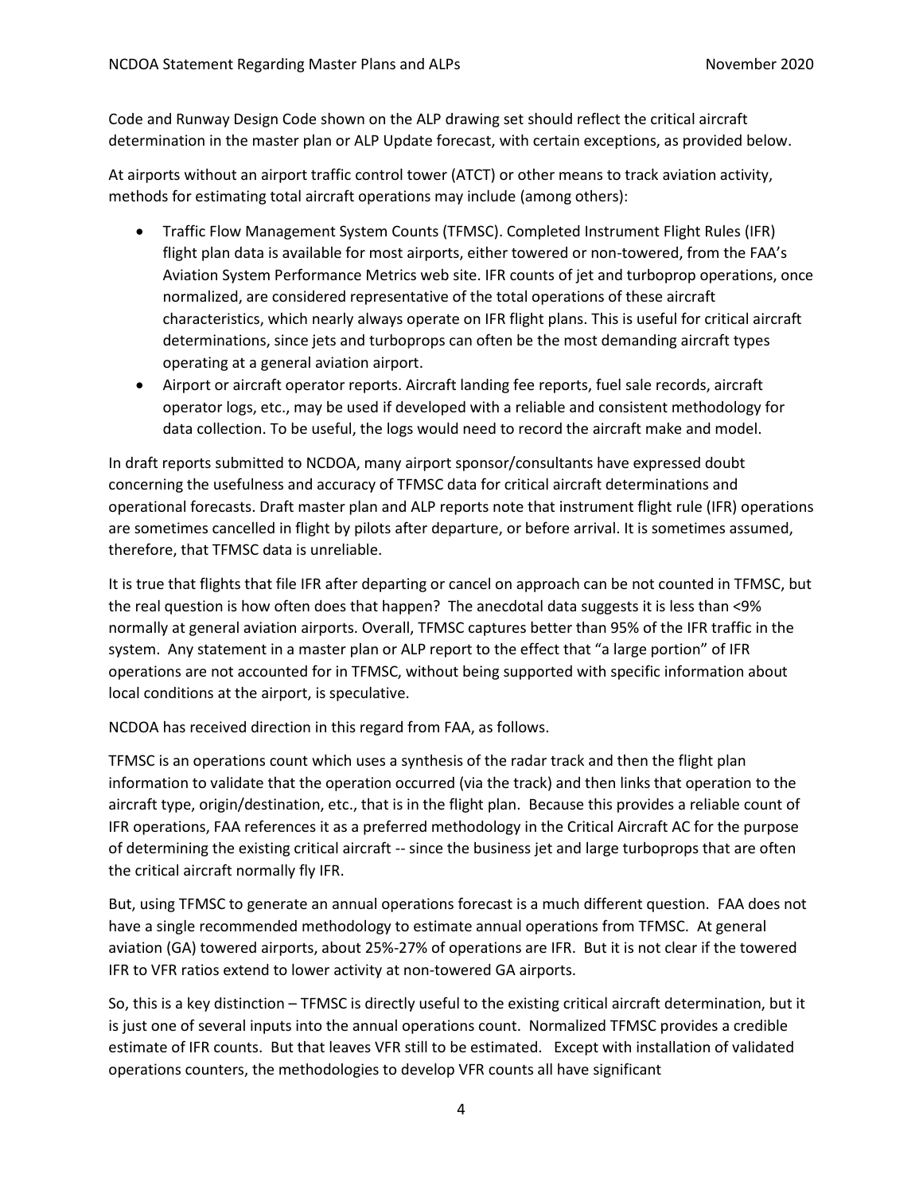Code and Runway Design Code shown on the ALP drawing set should reflect the critical aircraft determination in the master plan or ALP Update forecast, with certain exceptions, as provided below.

At airports without an airport traffic control tower (ATCT) or other means to track aviation activity, methods for estimating total aircraft operations may include (among others):

- Traffic Flow Management System Counts (TFMSC). Completed Instrument Flight Rules (IFR) flight plan data is available for most airports, either towered or non-towered, from the FAA's Aviation System Performance Metrics web site. IFR counts of jet and turboprop operations, once normalized, are considered representative of the total operations of these aircraft characteristics, which nearly always operate on IFR flight plans. This is useful for critical aircraft determinations, since jets and turboprops can often be the most demanding aircraft types operating at a general aviation airport.
- Airport or aircraft operator reports. Aircraft landing fee reports, fuel sale records, aircraft operator logs, etc., may be used if developed with a reliable and consistent methodology for data collection. To be useful, the logs would need to record the aircraft make and model.

In draft reports submitted to NCDOA, many airport sponsor/consultants have expressed doubt concerning the usefulness and accuracy of TFMSC data for critical aircraft determinations and operational forecasts. Draft master plan and ALP reports note that instrument flight rule (IFR) operations are sometimes cancelled in flight by pilots after departure, or before arrival. It is sometimes assumed, therefore, that TFMSC data is unreliable.

It is true that flights that file IFR after departing or cancel on approach can be not counted in TFMSC, but the real question is how often does that happen? The anecdotal data suggests it is less than <9% normally at general aviation airports. Overall, TFMSC captures better than 95% of the IFR traffic in the system. Any statement in a master plan or ALP report to the effect that "a large portion" of IFR operations are not accounted for in TFMSC, without being supported with specific information about local conditions at the airport, is speculative.

NCDOA has received direction in this regard from FAA, as follows.

TFMSC is an operations count which uses a synthesis of the radar track and then the flight plan information to validate that the operation occurred (via the track) and then links that operation to the aircraft type, origin/destination, etc., that is in the flight plan. Because this provides a reliable count of IFR operations, FAA references it as a preferred methodology in the Critical Aircraft AC for the purpose of determining the existing critical aircraft -- since the business jet and large turboprops that are often the critical aircraft normally fly IFR.

But, using TFMSC to generate an annual operations forecast is a much different question. FAA does not have a single recommended methodology to estimate annual operations from TFMSC. At general aviation (GA) towered airports, about 25%-27% of operations are IFR. But it is not clear if the towered IFR to VFR ratios extend to lower activity at non-towered GA airports.

So, this is a key distinction – TFMSC is directly useful to the existing critical aircraft determination, but it is just one of several inputs into the annual operations count. Normalized TFMSC provides a credible estimate of IFR counts. But that leaves VFR still to be estimated. Except with installation of validated operations counters, the methodologies to develop VFR counts all have significant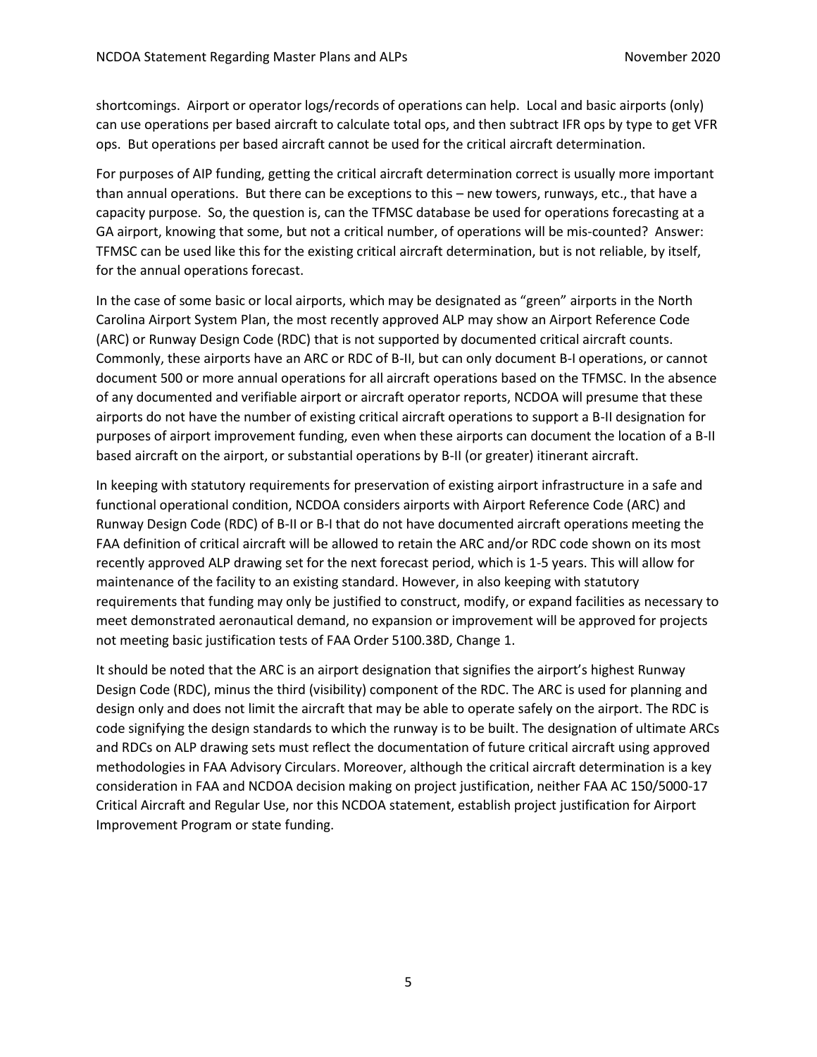shortcomings. Airport or operator logs/records of operations can help. Local and basic airports (only) can use operations per based aircraft to calculate total ops, and then subtract IFR ops by type to get VFR ops. But operations per based aircraft cannot be used for the critical aircraft determination.

For purposes of AIP funding, getting the critical aircraft determination correct is usually more important than annual operations. But there can be exceptions to this – new towers, runways, etc., that have a capacity purpose. So, the question is, can the TFMSC database be used for operations forecasting at a GA airport, knowing that some, but not a critical number, of operations will be mis-counted? Answer: TFMSC can be used like this for the existing critical aircraft determination, but is not reliable, by itself, for the annual operations forecast.

In the case of some basic or local airports, which may be designated as "green" airports in the North Carolina Airport System Plan, the most recently approved ALP may show an Airport Reference Code (ARC) or Runway Design Code (RDC) that is not supported by documented critical aircraft counts. Commonly, these airports have an ARC or RDC of B-II, but can only document B-I operations, or cannot document 500 or more annual operations for all aircraft operations based on the TFMSC. In the absence of any documented and verifiable airport or aircraft operator reports, NCDOA will presume that these airports do not have the number of existing critical aircraft operations to support a B-II designation for purposes of airport improvement funding, even when these airports can document the location of a B-II based aircraft on the airport, or substantial operations by B-II (or greater) itinerant aircraft.

In keeping with statutory requirements for preservation of existing airport infrastructure in a safe and functional operational condition, NCDOA considers airports with Airport Reference Code (ARC) and Runway Design Code (RDC) of B-II or B-I that do not have documented aircraft operations meeting the FAA definition of critical aircraft will be allowed to retain the ARC and/or RDC code shown on its most recently approved ALP drawing set for the next forecast period, which is 1-5 years. This will allow for maintenance of the facility to an existing standard. However, in also keeping with statutory requirements that funding may only be justified to construct, modify, or expand facilities as necessary to meet demonstrated aeronautical demand, no expansion or improvement will be approved for projects not meeting basic justification tests of FAA Order 5100.38D, Change 1.

It should be noted that the ARC is an airport designation that signifies the airport's highest Runway Design Code (RDC), minus the third (visibility) component of the RDC. The ARC is used for planning and design only and does not limit the aircraft that may be able to operate safely on the airport. The RDC is code signifying the design standards to which the runway is to be built. The designation of ultimate ARCs and RDCs on ALP drawing sets must reflect the documentation of future critical aircraft using approved methodologies in FAA Advisory Circulars. Moreover, although the critical aircraft determination is a key consideration in FAA and NCDOA decision making on project justification, neither FAA AC 150/5000-17 Critical Aircraft and Regular Use, nor this NCDOA statement, establish project justification for Airport Improvement Program or state funding.